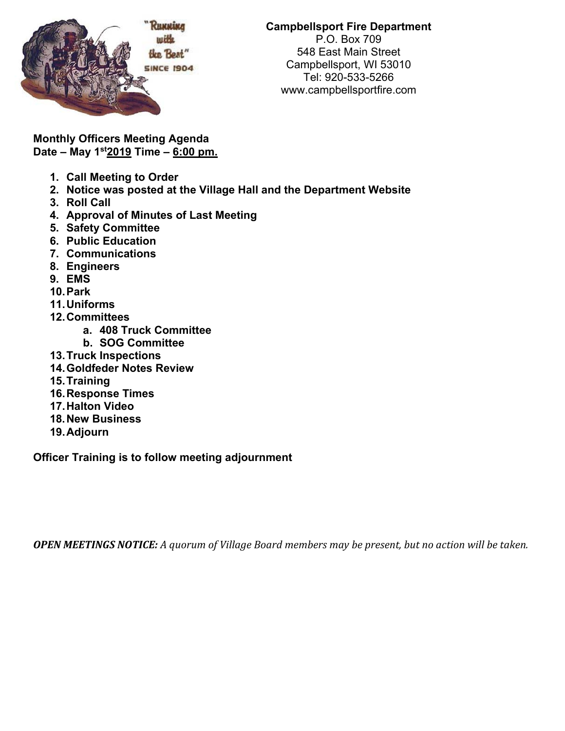**Campbellsport Fire Department**
P.O. Box 709
548 East Main Street
Campbellsport, WI 53010
Tel: 920-533-5266
www.campbellsportfire.com

**Monthly Officers Meeting Agenda**
**Date – May 1st 2019 Time – 6:00 pm.**

1. **Call Meeting to Order**
2. **Notice was posted at the Village Hall and the Department Website**
3. **Roll Call**
4. **Approval of Minutes of Last Meeting**
5. **Safety Committee**
6. **Public Education**
7. **Communications**
8. **Engineers**
9. **EMS**
10. **Park**
11. **Uniforms**
12. **Committees**
    a. **408 Truck Committee**
    b. **SOG Committee**
13. **Truck Inspections**
14. **Goldfeder Notes Review**
15. **Training**
16. **Response Times**
17. **Halton Video**
18. **New Business**
19. **Adjourn**

**Officer Training is to follow meeting adjournment**

***OPEN MEETINGS NOTICE:*** *A quorum of Village Board members may be present, but no action will be taken.*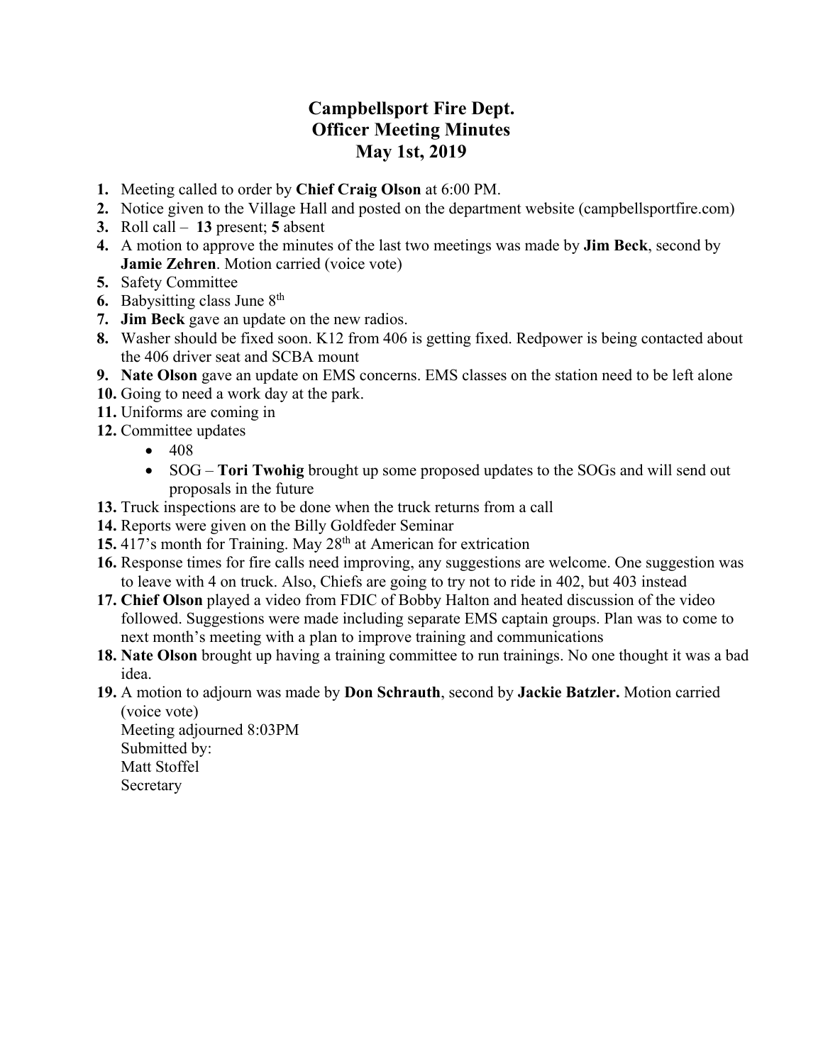# Campbellsport Fire Dept.
# Officer Meeting Minutes
# May 1st, 2019

1. Meeting called to order by **Chief Craig Olson** at 6:00 PM.
2. Notice given to the Village Hall and posted on the department website (campbellsportfire.com)
3. Roll call – **13** present; **5** absent
4. A motion to approve the minutes of the last two meetings was made by **Jim Beck**, second by **Jamie Zehren**. Motion carried (voice vote)
5. Safety Committee
6. Babysitting class June 8th
7. **Jim Beck** gave an update on the new radios.
8. Washer should be fixed soon. K12 from 406 is getting fixed. Redpower is being contacted about the 406 driver seat and SCBA mount
9. **Nate Olson** gave an update on EMS concerns. EMS classes on the station need to be left alone
10. Going to need a work day at the park.
11. Uniforms are coming in
12. Committee updates
    - 408
    - SOG – **Tori Twohig** brought up some proposed updates to the SOGs and will send out proposals in the future
13. Truck inspections are to be done when the truck returns from a call
14. Reports were given on the Billy Goldfeder Seminar
15. 417's month for Training. May 28th at American for extrication
16. Response times for fire calls need improving, any suggestions are welcome. One suggestion was to leave with 4 on truck. Also, Chiefs are going to try not to ride in 402, but 403 instead
17. **Chief Olson** played a video from FDIC of Bobby Halton and heated discussion of the video followed. Suggestions were made including separate EMS captain groups. Plan was to come to next month's meeting with a plan to improve training and communications
18. **Nate Olson** brought up having a training committee to run trainings. No one thought it was a bad idea.
19. A motion to adjourn was made by **Don Schrauth**, second by **Jackie Batzler.** Motion carried (voice vote)
    Meeting adjourned 8:03PM
    Submitted by:
    Matt Stoffel
    Secretary